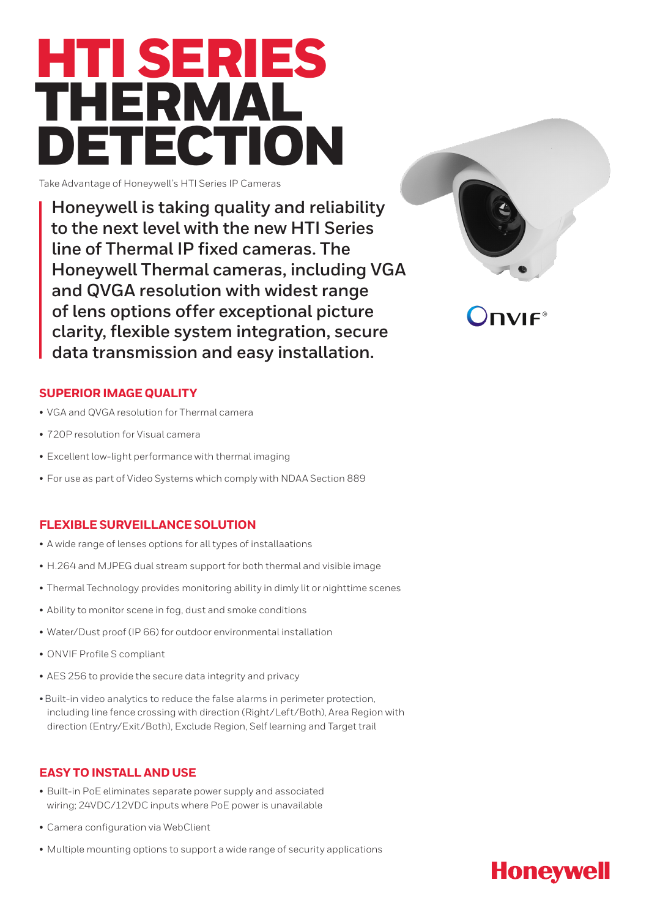# HTI SERIES THERMAL DETECTION

Take Advantage of Honeywell's HTI Series IP Cameras

**Honeywell is taking quality and reliability to the next level with the new HTI Series line of Thermal IP fixed cameras. The Honeywell Thermal cameras, including VGA and QVGA resolution with widest range of lens options offer exceptional picture clarity, flexible system integration, secure data transmission and easy installation.**

ONVIF®

## SUPERIOR IMAGE QUALITY

- VGA and QVGA resolution for Thermal camera
- 720P resolution for Visual camera
- Excellent low-light performance with thermal imaging
- For use as part of Video Systems which comply with NDAA Section 889

## FLEXIBLE SURVEILLANCE SOLUTION

- A wide range of lenses options for all types of installaations
- H.264 and MJPEG dual stream support for both thermal and visible image
- Thermal Technology provides monitoring ability in dimly lit or nighttime scenes
- Ability to monitor scene in fog, dust and smoke conditions
- Water/Dust proof (IP 66) for outdoor environmental installation
- ONVIF Profile S compliant
- AES 256 to provide the secure data integrity and privacy
- Built-in video analytics to reduce the false alarms in perimeter protection, including line fence crossing with direction (Right/Left/Both), Area Region with direction (Entry/Exit/Both), Exclude Region, Self learning and Target trail

## EASY TO INSTALL AND USE

- Built-in PoE eliminates separate power supply and associated wiring; 24VDC/12VDC inputs where PoE power is unavailable
- Camera configuration via WebClient
- Multiple mounting options to support a wide range of security applications

Honeywell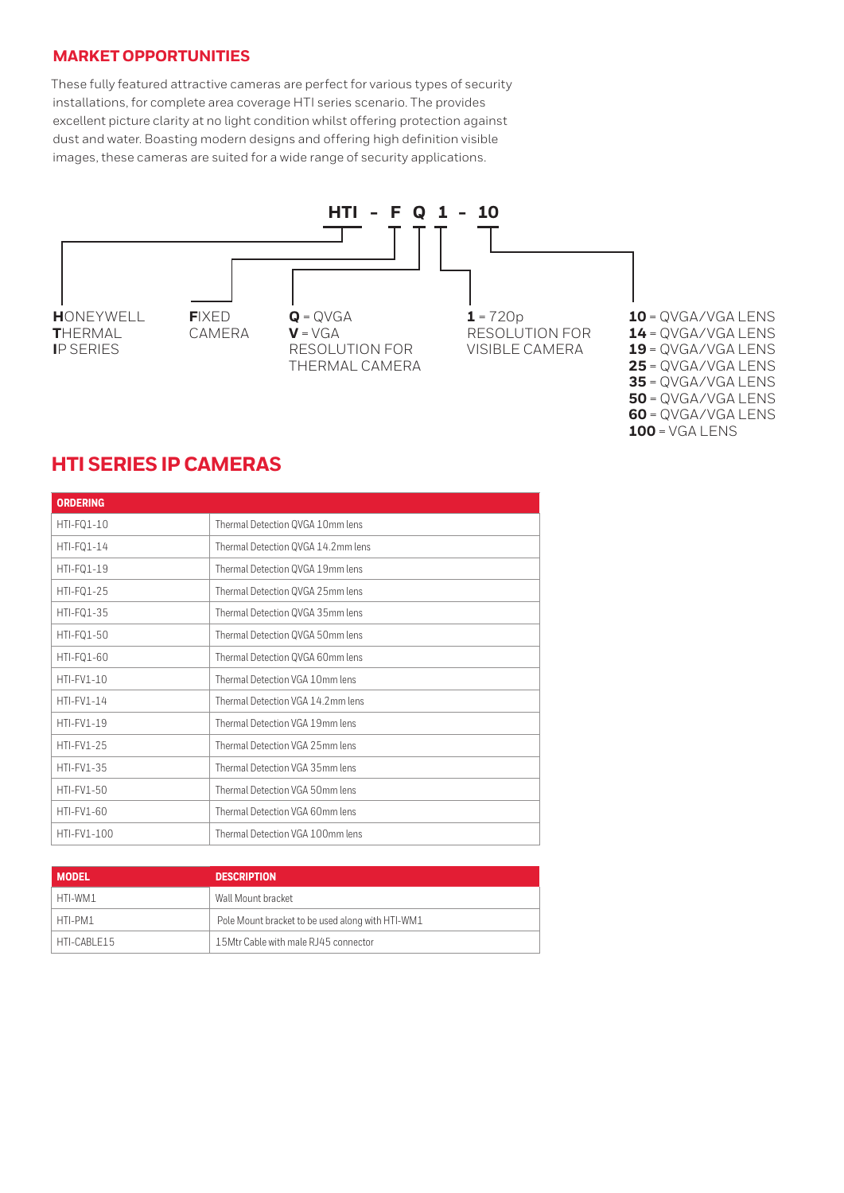## MARKET OPPORTUNITIES

These fully featured attractive cameras are perfect for various types of security installations, for complete area coverage HTI series scenario. The provides excellent picture clarity at no light condition whilst offering protection against dust and water. Boasting modern designs and offering high definition visible images, these cameras are suited for a wide range of security applications.

**HTI - F Q 1 - 10**

**H**ONEYWELL **T**HERMAL **I**P SERIES

**F**IXED CAMERA

**Q** = QVGA
**V** = VGA
RESOLUTION FOR THERMAL CAMERA

**1** = 720p
RESOLUTION FOR VISIBLE CAMERA

**10** = QVGA/VGA LENS
**14** = QVGA/VGA LENS
**19** = QVGA/VGA LENS
**25** = QVGA/VGA LENS
**35** = QVGA/VGA LENS
**50** = QVGA/VGA LENS
**60** = QVGA/VGA LENS
**100** = VGA LENS

## HTI SERIES IP CAMERAS

| ORDERING | |
|---|---|
| HTI-FQ1-10 | Thermal Detection QVGA 10mm lens |
| HTI-FQ1-14 | Thermal Detection QVGA 14.2mm lens |
| HTI-FQ1-19 | Thermal Detection QVGA 19mm lens |
| HTI-FQ1-25 | Thermal Detection QVGA 25mm lens |
| HTI-FQ1-35 | Thermal Detection QVGA 35mm lens |
| HTI-FQ1-50 | Thermal Detection QVGA 50mm lens |
| HTI-FQ1-60 | Thermal Detection QVGA 60mm lens |
| HTI-FV1-10 | Thermal Detection VGA 10mm lens |
| HTI-FV1-14 | Thermal Detection VGA 14.2mm lens |
| HTI-FV1-19 | Thermal Detection VGA 19mm lens |
| HTI-FV1-25 | Thermal Detection VGA 25mm lens |
| HTI-FV1-35 | Thermal Detection VGA 35mm lens |
| HTI-FV1-50 | Thermal Detection VGA 50mm lens |
| HTI-FV1-60 | Thermal Detection VGA 60mm lens |
| HTI-FV1-100 | Thermal Detection VGA 100mm lens |

| MODEL | DESCRIPTION |
|---|---|
| HTI-WM1 | Wall Mount bracket |
| HTI-PM1 | Pole Mount bracket to be used along with HTI-WM1 |
| HTI-CABLE15 | 15Mtr Cable with male RJ45 connector |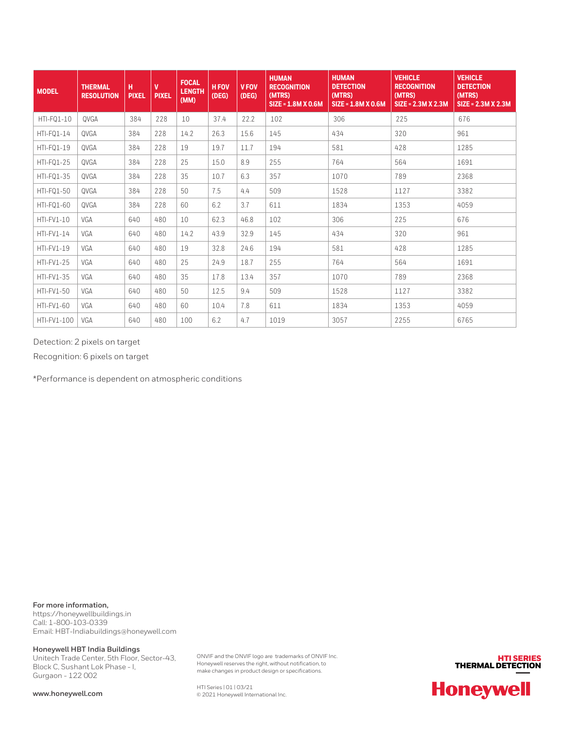| MODEL | THERMAL RESOLUTION | H PIXEL | V PIXEL | FOCAL LENGTH (MM) | H FOV (DEG) | V FOV (DEG) | HUMAN RECOGNITION (MTRS) SIZE = 1.8M X 0.6M | HUMAN DETECTION (MTRS) SIZE = 1.8M X 0.6M | VEHICLE RECOGNITION (MTRS) SIZE = 2.3M X 2.3M | VEHICLE DETECTION (MTRS) SIZE = 2.3M X 2.3M |
|---|---|---|---|---|---|---|---|---|---|---|
| HTI-FQ1-10 | QVGA | 384 | 228 | 10 | 37.4 | 22.2 | 102 | 306 | 225 | 676 |
| HTI-FQ1-14 | QVGA | 384 | 228 | 14.2 | 26.3 | 15.6 | 145 | 434 | 320 | 961 |
| HTI-FQ1-19 | QVGA | 384 | 228 | 19 | 19.7 | 11.7 | 194 | 581 | 428 | 1285 |
| HTI-FQ1-25 | QVGA | 384 | 228 | 25 | 15.0 | 8.9 | 255 | 764 | 564 | 1691 |
| HTI-FQ1-35 | QVGA | 384 | 228 | 35 | 10.7 | 6.3 | 357 | 1070 | 789 | 2368 |
| HTI-FQ1-50 | QVGA | 384 | 228 | 50 | 7.5 | 4.4 | 509 | 1528 | 1127 | 3382 |
| HTI-FQ1-60 | QVGA | 384 | 228 | 60 | 6.2 | 3.7 | 611 | 1834 | 1353 | 4059 |
| HTI-FV1-10 | VGA | 640 | 480 | 10 | 62.3 | 46.8 | 102 | 306 | 225 | 676 |
| HTI-FV1-14 | VGA | 640 | 480 | 14.2 | 43.9 | 32.9 | 145 | 434 | 320 | 961 |
| HTI-FV1-19 | VGA | 640 | 480 | 19 | 32.8 | 24.6 | 194 | 581 | 428 | 1285 |
| HTI-FV1-25 | VGA | 640 | 480 | 25 | 24.9 | 18.7 | 255 | 764 | 564 | 1691 |
| HTI-FV1-35 | VGA | 640 | 480 | 35 | 17.8 | 13.4 | 357 | 1070 | 789 | 2368 |
| HTI-FV1-50 | VGA | 640 | 480 | 50 | 12.5 | 9.4 | 509 | 1528 | 1127 | 3382 |
| HTI-FV1-60 | VGA | 640 | 480 | 60 | 10.4 | 7.8 | 611 | 1834 | 1353 | 4059 |
| HTI-FV1-100 | VGA | 640 | 480 | 100 | 6.2 | 4.7 | 1019 | 3057 | 2255 | 6765 |

Detection: 2 pixels on target

Recognition: 6 pixels on target

*Performance is dependent on atmospheric conditions

**For more information,**
https://honeywellbuildings.in
Call: 1-800-103-0339
Email: HBT-Indiabuildings@honeywell.com

**Honeywell HBT India Buildings**
Unitech Trade Center, 5th Floor, Sector-43,
Block C, Sushant Lok Phase - I,
Gurgaon - 122 002

**www.honeywell.com**

ONVIF and the ONVIF logo are trademarks of ONVIF Inc.
Honeywell reserves the right, without notification, to make changes in product design or specifications.

HTI Series | 01 | 03/21
© 2021 Honeywell International Inc.

**HTI SERIES**
**THERMAL DETECTION**

**Honeywell**